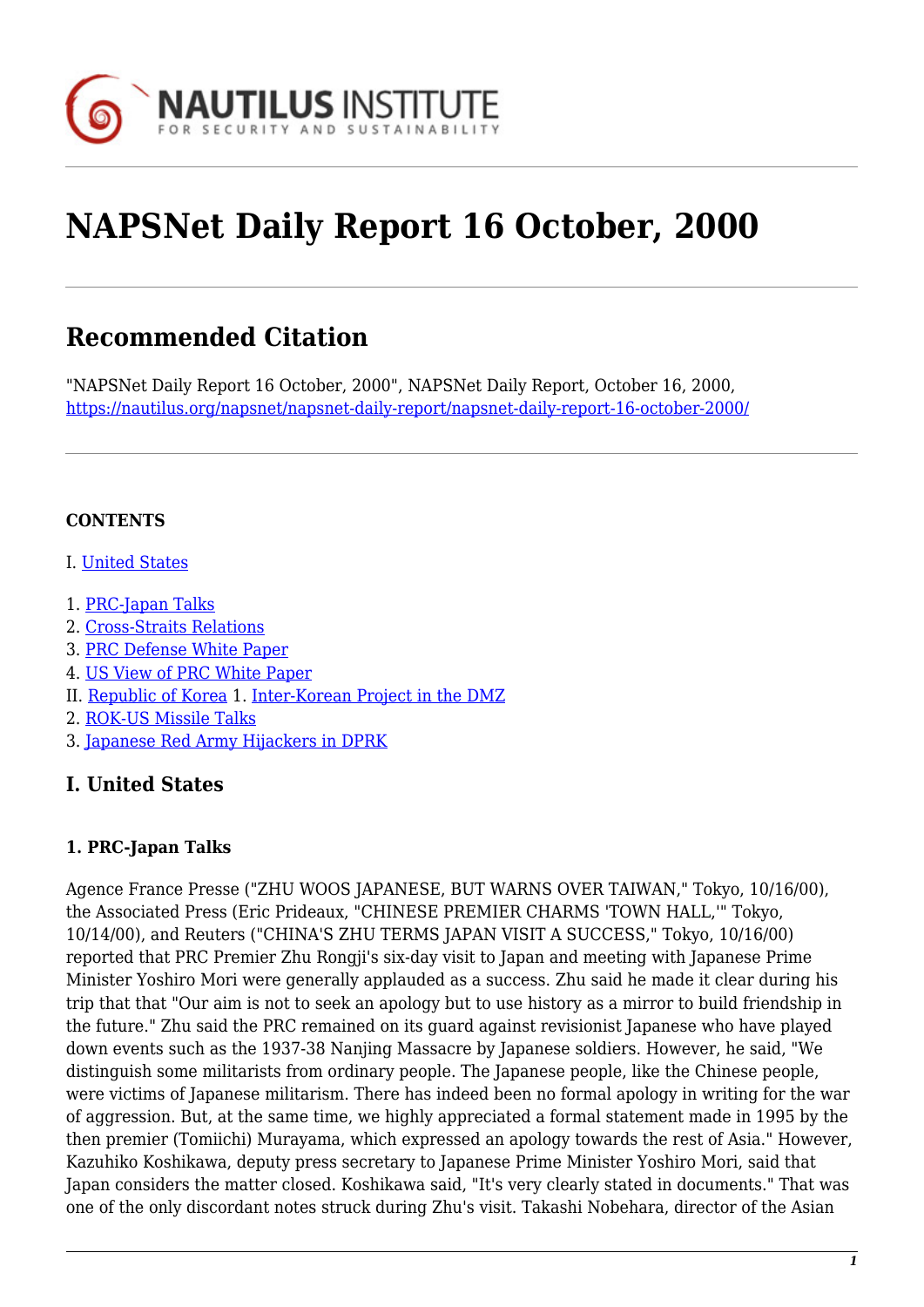# NAPSNet Daily Report 16 October, 2000

## Recommended Citation

"NAPSNet Daily Report 16 October, 2000", NAPSNet Daily Report, October 16, 2000, https://nautilus.org/napsnet/napsnet-daily-report/napsnet-daily-report-16-october-2000/

**CONTENTS**

I. United States

1. PRC-Japan Talks
2. Cross-Straits Relations
3. PRC Defense White Paper
4. US View of PRC White Paper

II. Republic of Korea 1. Inter-Korean Project in the DMZ
2. ROK-US Missile Talks
3. Japanese Red Army Hijackers in DPRK

## I. United States

### 1. PRC-Japan Talks

Agence France Presse ("ZHU WOOS JAPANESE, BUT WARNS OVER TAIWAN," Tokyo, 10/16/00), the Associated Press (Eric Prideaux, "CHINESE PREMIER CHARMS 'TOWN HALL,'" Tokyo, 10/14/00), and Reuters ("CHINA'S ZHU TERMS JAPAN VISIT A SUCCESS," Tokyo, 10/16/00) reported that PRC Premier Zhu Rongji's six-day visit to Japan and meeting with Japanese Prime Minister Yoshiro Mori were generally applauded as a success. Zhu said he made it clear during his trip that that "Our aim is not to seek an apology but to use history as a mirror to build friendship in the future." Zhu said the PRC remained on its guard against revisionist Japanese who have played down events such as the 1937-38 Nanjing Massacre by Japanese soldiers. However, he said, "We distinguish some militarists from ordinary people. The Japanese people, like the Chinese people, were victims of Japanese militarism. There has indeed been no formal apology in writing for the war of aggression. But, at the same time, we highly appreciated a formal statement made in 1995 by the then premier (Tomiichi) Murayama, which expressed an apology towards the rest of Asia." However, Kazuhiko Koshikawa, deputy press secretary to Japanese Prime Minister Yoshiro Mori, said that Japan considers the matter closed. Koshikawa said, "It's very clearly stated in documents." That was one of the only discordant notes struck during Zhu's visit. Takashi Nobehara, director of the Asian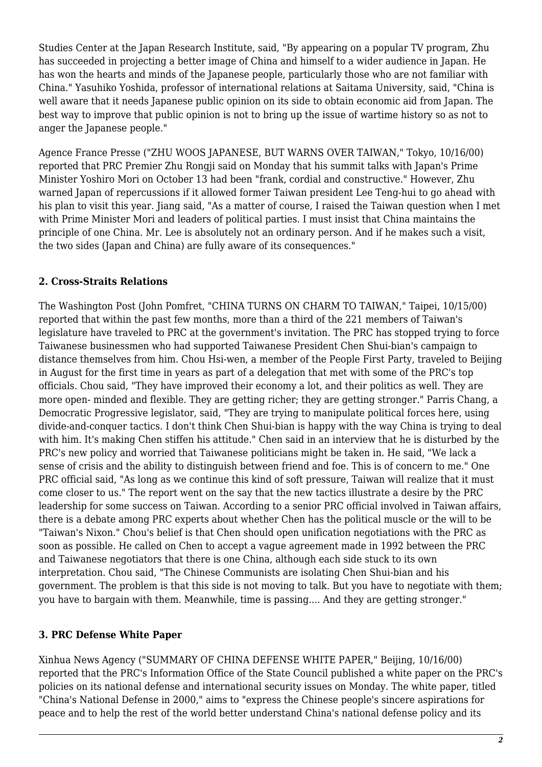Studies Center at the Japan Research Institute, said, "By appearing on a popular TV program, Zhu has succeeded in projecting a better image of China and himself to a wider audience in Japan. He has won the hearts and minds of the Japanese people, particularly those who are not familiar with China." Yasuhiko Yoshida, professor of international relations at Saitama University, said, "China is well aware that it needs Japanese public opinion on its side to obtain economic aid from Japan. The best way to improve that public opinion is not to bring up the issue of wartime history so as not to anger the Japanese people."

Agence France Presse ("ZHU WOOS JAPANESE, BUT WARNS OVER TAIWAN," Tokyo, 10/16/00) reported that PRC Premier Zhu Rongji said on Monday that his summit talks with Japan's Prime Minister Yoshiro Mori on October 13 had been "frank, cordial and constructive." However, Zhu warned Japan of repercussions if it allowed former Taiwan president Lee Teng-hui to go ahead with his plan to visit this year. Jiang said, "As a matter of course, I raised the Taiwan question when I met with Prime Minister Mori and leaders of political parties. I must insist that China maintains the principle of one China. Mr. Lee is absolutely not an ordinary person. And if he makes such a visit, the two sides (Japan and China) are fully aware of its consequences."

### 2. Cross-Straits Relations

The Washington Post (John Pomfret, "CHINA TURNS ON CHARM TO TAIWAN," Taipei, 10/15/00) reported that within the past few months, more than a third of the 221 members of Taiwan's legislature have traveled to PRC at the government's invitation. The PRC has stopped trying to force Taiwanese businessmen who had supported Taiwanese President Chen Shui-bian's campaign to distance themselves from him. Chou Hsi-wen, a member of the People First Party, traveled to Beijing in August for the first time in years as part of a delegation that met with some of the PRC's top officials. Chou said, "They have improved their economy a lot, and their politics as well. They are more open- minded and flexible. They are getting richer; they are getting stronger." Parris Chang, a Democratic Progressive legislator, said, "They are trying to manipulate political forces here, using divide-and-conquer tactics. I don't think Chen Shui-bian is happy with the way China is trying to deal with him. It's making Chen stiffen his attitude." Chen said in an interview that he is disturbed by the PRC's new policy and worried that Taiwanese politicians might be taken in. He said, "We lack a sense of crisis and the ability to distinguish between friend and foe. This is of concern to me." One PRC official said, "As long as we continue this kind of soft pressure, Taiwan will realize that it must come closer to us." The report went on the say that the new tactics illustrate a desire by the PRC leadership for some success on Taiwan. According to a senior PRC official involved in Taiwan affairs, there is a debate among PRC experts about whether Chen has the political muscle or the will to be "Taiwan's Nixon." Chou's belief is that Chen should open unification negotiations with the PRC as soon as possible. He called on Chen to accept a vague agreement made in 1992 between the PRC and Taiwanese negotiators that there is one China, although each side stuck to its own interpretation. Chou said, "The Chinese Communists are isolating Chen Shui-bian and his government. The problem is that this side is not moving to talk. But you have to negotiate with them; you have to bargain with them. Meanwhile, time is passing.... And they are getting stronger."

### 3. PRC Defense White Paper

Xinhua News Agency ("SUMMARY OF CHINA DEFENSE WHITE PAPER," Beijing, 10/16/00) reported that the PRC's Information Office of the State Council published a white paper on the PRC's policies on its national defense and international security issues on Monday. The white paper, titled "China's National Defense in 2000," aims to "express the Chinese people's sincere aspirations for peace and to help the rest of the world better understand China's national defense policy and its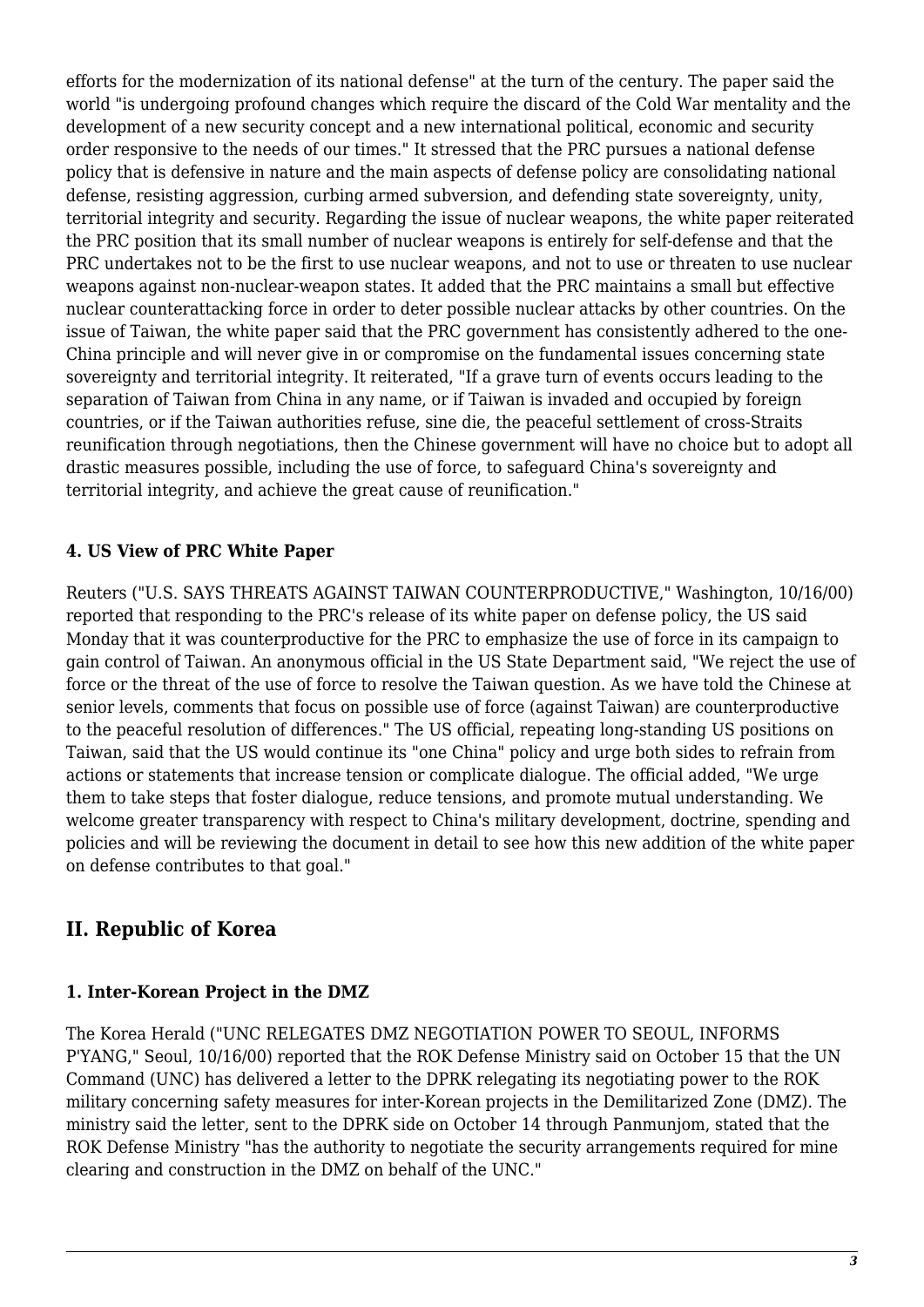efforts for the modernization of its national defense" at the turn of the century. The paper said the world "is undergoing profound changes which require the discard of the Cold War mentality and the development of a new security concept and a new international political, economic and security order responsive to the needs of our times." It stressed that the PRC pursues a national defense policy that is defensive in nature and the main aspects of defense policy are consolidating national defense, resisting aggression, curbing armed subversion, and defending state sovereignty, unity, territorial integrity and security. Regarding the issue of nuclear weapons, the white paper reiterated the PRC position that its small number of nuclear weapons is entirely for self-defense and that the PRC undertakes not to be the first to use nuclear weapons, and not to use or threaten to use nuclear weapons against non-nuclear-weapon states. It added that the PRC maintains a small but effective nuclear counterattacking force in order to deter possible nuclear attacks by other countries. On the issue of Taiwan, the white paper said that the PRC government has consistently adhered to the one-China principle and will never give in or compromise on the fundamental issues concerning state sovereignty and territorial integrity. It reiterated, "If a grave turn of events occurs leading to the separation of Taiwan from China in any name, or if Taiwan is invaded and occupied by foreign countries, or if the Taiwan authorities refuse, sine die, the peaceful settlement of cross-Straits reunification through negotiations, then the Chinese government will have no choice but to adopt all drastic measures possible, including the use of force, to safeguard China's sovereignty and territorial integrity, and achieve the great cause of reunification."

#### 4. US View of PRC White Paper

Reuters ("U.S. SAYS THREATS AGAINST TAIWAN COUNTERPRODUCTIVE," Washington, 10/16/00) reported that responding to the PRC's release of its white paper on defense policy, the US said Monday that it was counterproductive for the PRC to emphasize the use of force in its campaign to gain control of Taiwan. An anonymous official in the US State Department said, "We reject the use of force or the threat of the use of force to resolve the Taiwan question. As we have told the Chinese at senior levels, comments that focus on possible use of force (against Taiwan) are counterproductive to the peaceful resolution of differences." The US official, repeating long-standing US positions on Taiwan, said that the US would continue its "one China" policy and urge both sides to refrain from actions or statements that increase tension or complicate dialogue. The official added, "We urge them to take steps that foster dialogue, reduce tensions, and promote mutual understanding. We welcome greater transparency with respect to China's military development, doctrine, spending and policies and will be reviewing the document in detail to see how this new addition of the white paper on defense contributes to that goal."

## II. Republic of Korea

#### 1. Inter-Korean Project in the DMZ

The Korea Herald ("UNC RELEGATES DMZ NEGOTIATION POWER TO SEOUL, INFORMS P'YANG," Seoul, 10/16/00) reported that the ROK Defense Ministry said on October 15 that the UN Command (UNC) has delivered a letter to the DPRK relegating its negotiating power to the ROK military concerning safety measures for inter-Korean projects in the Demilitarized Zone (DMZ). The ministry said the letter, sent to the DPRK side on October 14 through Panmunjom, stated that the ROK Defense Ministry "has the authority to negotiate the security arrangements required for mine clearing and construction in the DMZ on behalf of the UNC."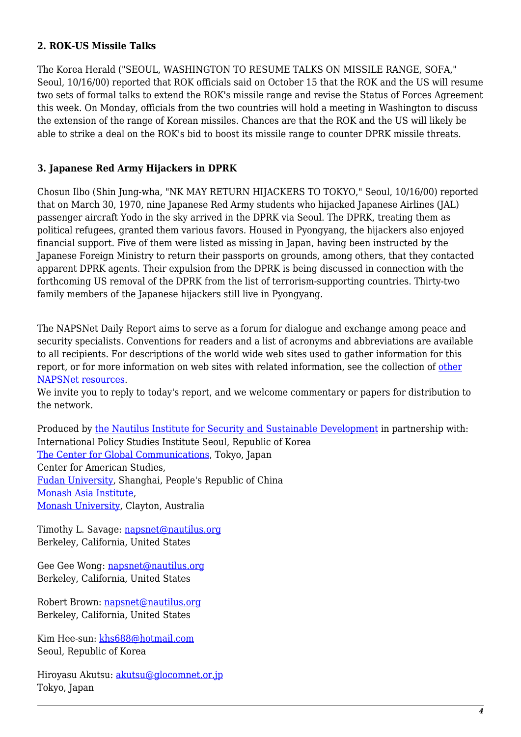### 2. ROK-US Missile Talks

The Korea Herald ("SEOUL, WASHINGTON TO RESUME TALKS ON MISSILE RANGE, SOFA," Seoul, 10/16/00) reported that ROK officials said on October 15 that the ROK and the US will resume two sets of formal talks to extend the ROK's missile range and revise the Status of Forces Agreement this week. On Monday, officials from the two countries will hold a meeting in Washington to discuss the extension of the range of Korean missiles. Chances are that the ROK and the US will likely be able to strike a deal on the ROK's bid to boost its missile range to counter DPRK missile threats.

### 3. Japanese Red Army Hijackers in DPRK

Chosun Ilbo (Shin Jung-wha, "NK MAY RETURN HIJACKERS TO TOKYO," Seoul, 10/16/00) reported that on March 30, 1970, nine Japanese Red Army students who hijacked Japanese Airlines (JAL) passenger aircraft Yodo in the sky arrived in the DPRK via Seoul. The DPRK, treating them as political refugees, granted them various favors. Housed in Pyongyang, the hijackers also enjoyed financial support. Five of them were listed as missing in Japan, having been instructed by the Japanese Foreign Ministry to return their passports on grounds, among others, that they contacted apparent DPRK agents. Their expulsion from the DPRK is being discussed in connection with the forthcoming US removal of the DPRK from the list of terrorism-supporting countries. Thirty-two family members of the Japanese hijackers still live in Pyongyang.

The NAPSNet Daily Report aims to serve as a forum for dialogue and exchange among peace and security specialists. Conventions for readers and a list of acronyms and abbreviations are available to all recipients. For descriptions of the world wide web sites used to gather information for this report, or for more information on web sites with related information, see the collection of other NAPSNet resources.
We invite you to reply to today's report, and we welcome commentary or papers for distribution to the network.

Produced by the Nautilus Institute for Security and Sustainable Development in partnership with:
International Policy Studies Institute Seoul, Republic of Korea
The Center for Global Communications, Tokyo, Japan
Center for American Studies,
Fudan University, Shanghai, People's Republic of China
Monash Asia Institute,
Monash University, Clayton, Australia

Timothy L. Savage: napsnet@nautilus.org
Berkeley, California, United States

Gee Gee Wong: napsnet@nautilus.org
Berkeley, California, United States

Robert Brown: napsnet@nautilus.org
Berkeley, California, United States

Kim Hee-sun: khs688@hotmail.com
Seoul, Republic of Korea

Hiroyasu Akutsu: akutsu@glocomnet.or.jp
Tokyo, Japan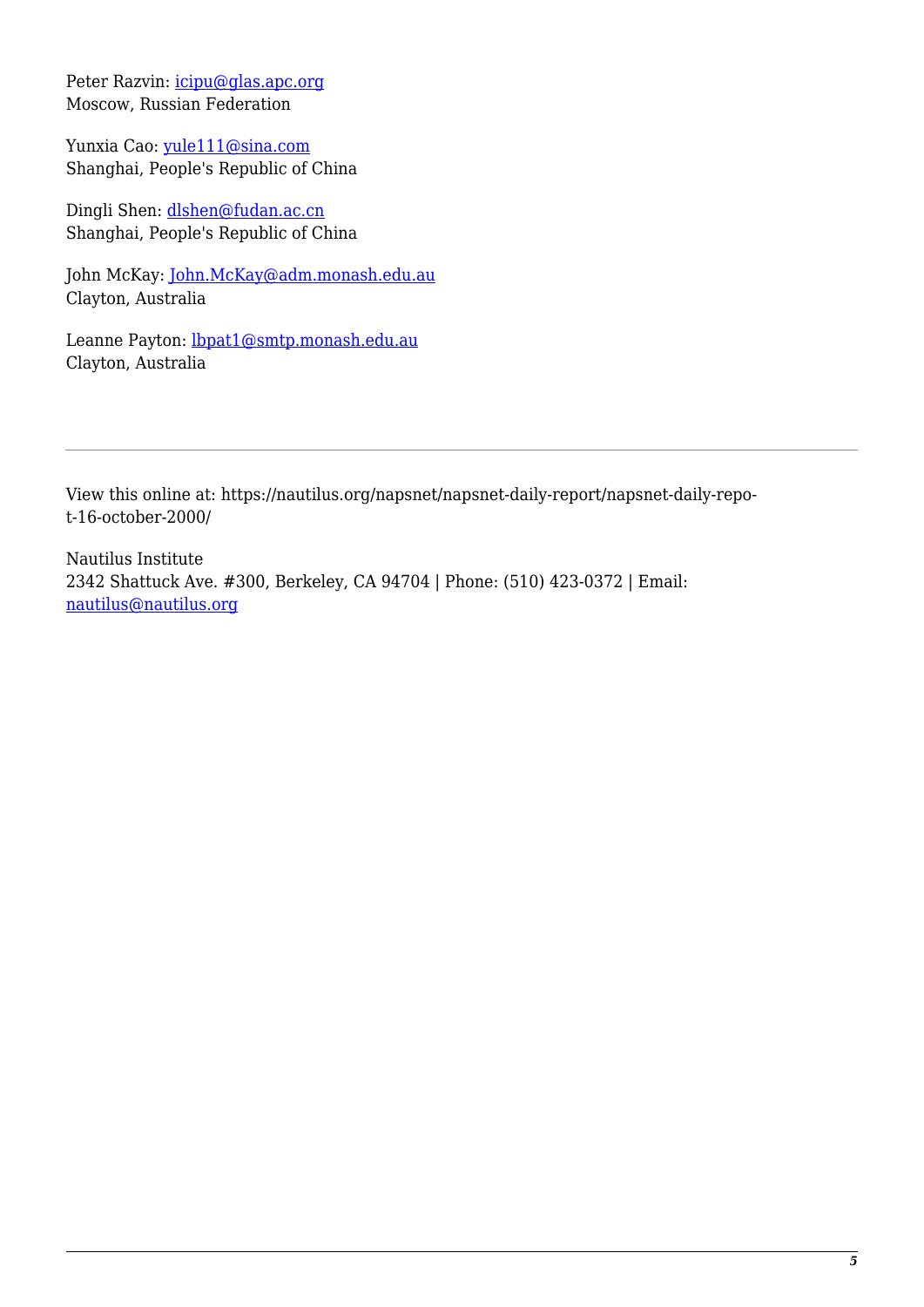Peter Razvin: [icipu@glas.apc.org](mailto:icipu@glas.apc.org)
Moscow, Russian Federation

Yunxia Cao: [yule111@sina.com](mailto:yule111@sina.com)
Shanghai, People's Republic of China

Dingli Shen: [dlshen@fudan.ac.cn](mailto:dlshen@fudan.ac.cn)
Shanghai, People's Republic of China

John McKay: [John.McKay@adm.monash.edu.au](mailto:John.McKay@adm.monash.edu.au)
Clayton, Australia

Leanne Payton: [lbpat1@smtp.monash.edu.au](mailto:lbpat1@smtp.monash.edu.au)
Clayton, Australia

---

View this online at: https://nautilus.org/napsnet/napsnet-daily-report/napsnet-daily-report-16-october-2000/

Nautilus Institute
2342 Shattuck Ave. #300, Berkeley, CA 94704 | Phone: (510) 423-0372 | Email: [nautilus@nautilus.org](mailto:nautilus@nautilus.org)